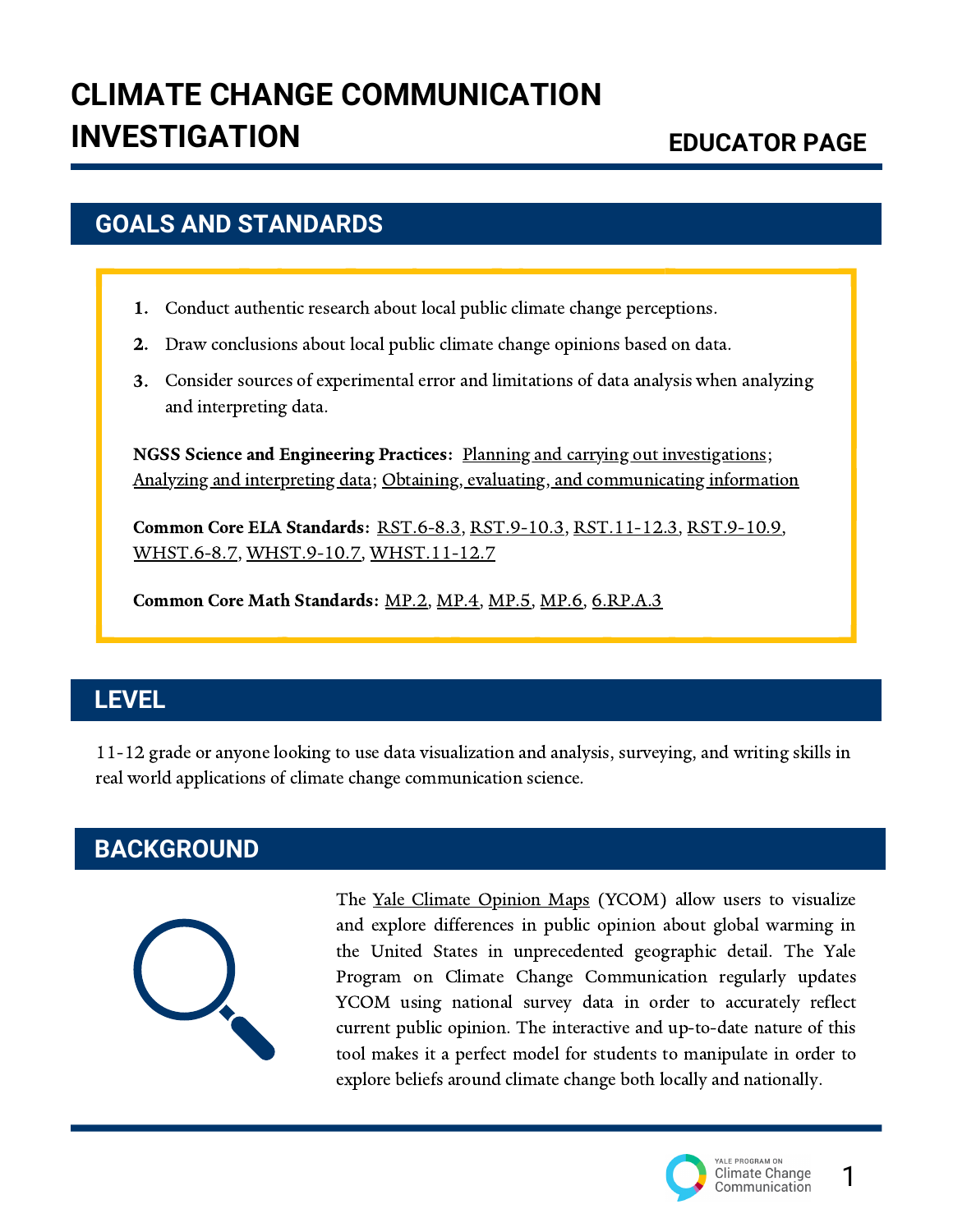# CLIMATE CHANGE COMMUNICATION INVESTIGATION

EDUCATOR PAGE

## GOALS AND STANDARDS

1. Conduct authentic research about local public climate change perceptions.
2. Draw conclusions about local public climate change opinions based on data.
3. Consider sources of experimental error and limitations of data analysis when analyzing and interpreting data.

**NGSS Science and Engineering Practices:** Planning and carrying out investigations; Analyzing and interpreting data; Obtaining, evaluating, and communicating information

**Common Core ELA Standards:** RST.6-8.3, RST.9-10.3, RST.11-12.3, RST.9-10.9, WHST.6-8.7, WHST.9-10.7, WHST.11-12.7

**Common Core Math Standards:** MP.2, MP.4, MP.5, MP.6, 6.RP.A.3

## LEVEL

11-12 grade or anyone looking to use data visualization and analysis, surveying, and writing skills in real world applications of climate change communication science.

## BACKGROUND

The Yale Climate Opinion Maps (YCOM) allow users to visualize and explore differences in public opinion about global warming in the United States in unprecedented geographic detail. The Yale Program on Climate Change Communication regularly updates YCOM using national survey data in order to accurately reflect current public opinion. The interactive and up-to-date nature of this tool makes it a perfect model for students to manipulate in order to explore beliefs around climate change both locally and nationally.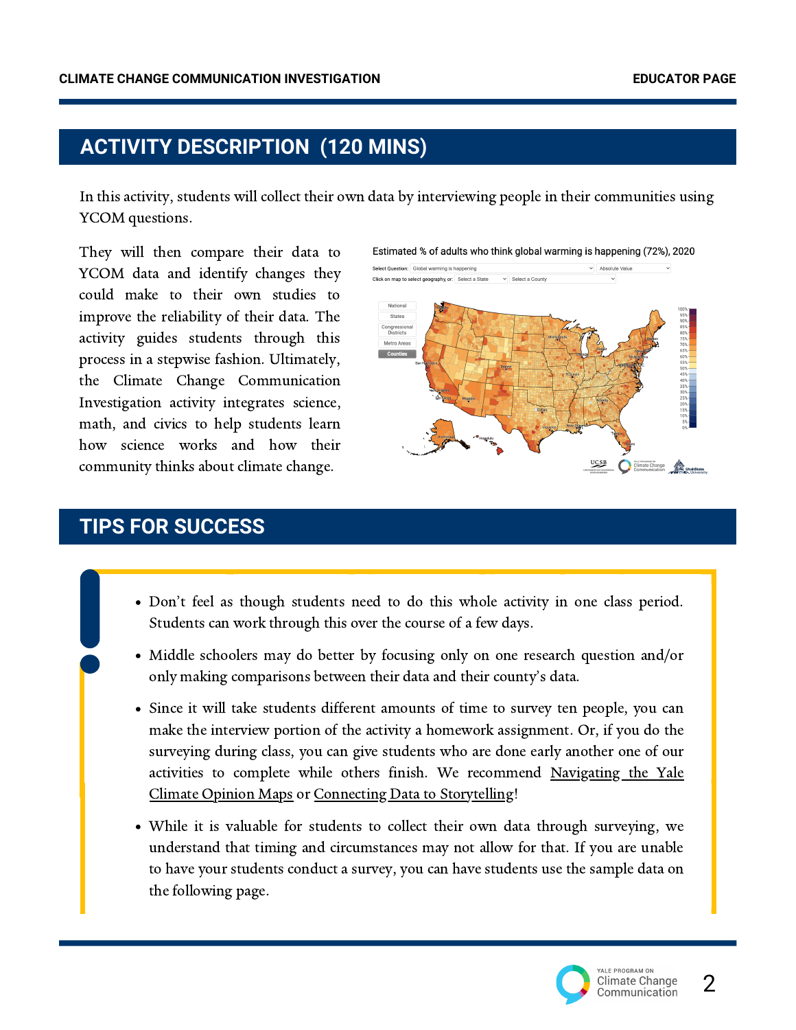## ACTIVITY DESCRIPTION (120 MINS)

In this activity, students will collect their own data by interviewing people in their communities using YCOM questions.

They will then compare their data to YCOM data and identify changes they could make to their own studies to improve the reliability of their data. The activity guides students through this process in a stepwise fashion. Ultimately, the Climate Change Communication Investigation activity integrates science, math, and civics to help students learn how science works and how their community thinks about climate change.

## TIPS FOR SUCCESS

- Don't feel as though students need to do this whole activity in one class period. Students can work through this over the course of a few days.
- Middle schoolers may do better by focusing only on one research question and/or only making comparisons between their data and their county's data.
- Since it will take students different amounts of time to survey ten people, you can make the interview portion of the activity a homework assignment. Or, if you do the surveying during class, you can give students who are done early another one of our activities to complete while others finish. We recommend Navigating the Yale Climate Opinion Maps or Connecting Data to Storytelling!
- While it is valuable for students to collect their own data through surveying, we understand that timing and circumstances may not allow for that. If you are unable to have your students conduct a survey, you can have students use the sample data on the following page.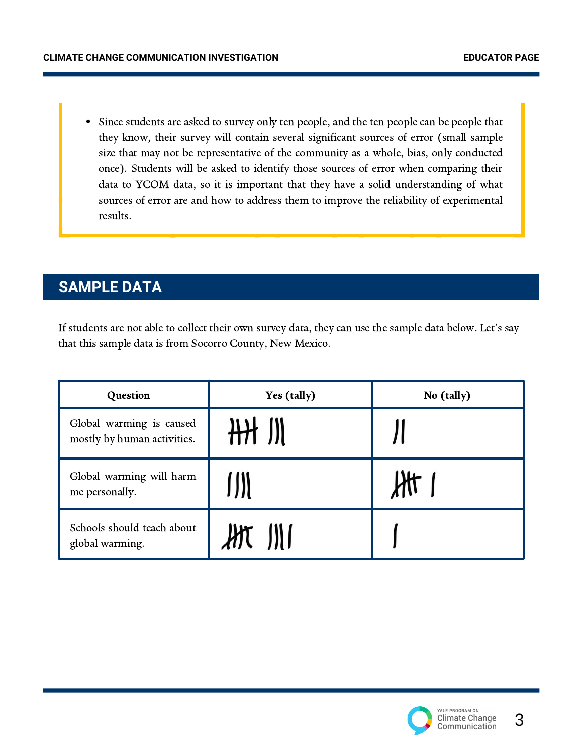- Since students are asked to survey only ten people, and the ten people can be people that they know, their survey will contain several significant sources of error (small sample size that may not be representative of the community as a whole, bias, only conducted once). Students will be asked to identify those sources of error when comparing their data to YCOM data, so it is important that they have a solid understanding of what sources of error are and how to address them to improve the reliability of experimental results.

## SAMPLE DATA

If students are not able to collect their own survey data, they can use the sample data below. Let's say that this sample data is from Socorro County, New Mexico.

| Question | Yes (tally) | No (tally) |
|---|---|---|
| Global warming is caused mostly by human activities. | 卌 III | II |
| Global warming will harm me personally. | IIII | 卌 I |
| Schools should teach about global warming. | 卌 IIII | I |